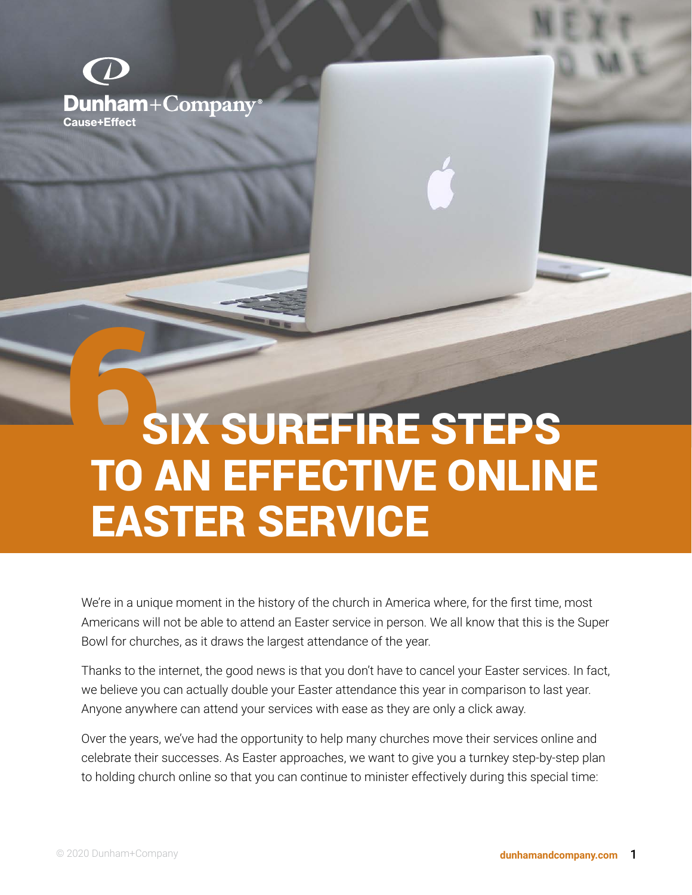Dunham+Company®
Cause+Effect

# 6 SIX SUREFIRE STEPS TO AN EFFECTIVE ONLINE EASTER SERVICE

We're in a unique moment in the history of the church in America where, for the first time, most Americans will not be able to attend an Easter service in person. We all know that this is the Super Bowl for churches, as it draws the largest attendance of the year.

Thanks to the internet, the good news is that you don't have to cancel your Easter services. In fact, we believe you can actually double your Easter attendance this year in comparison to last year. Anyone anywhere can attend your services with ease as they are only a click away.

Over the years, we've had the opportunity to help many churches move their services online and celebrate their successes. As Easter approaches, we want to give you a turnkey step-by-step plan to holding church online so that you can continue to minister effectively during this special time:

© 2020 Dunham+Company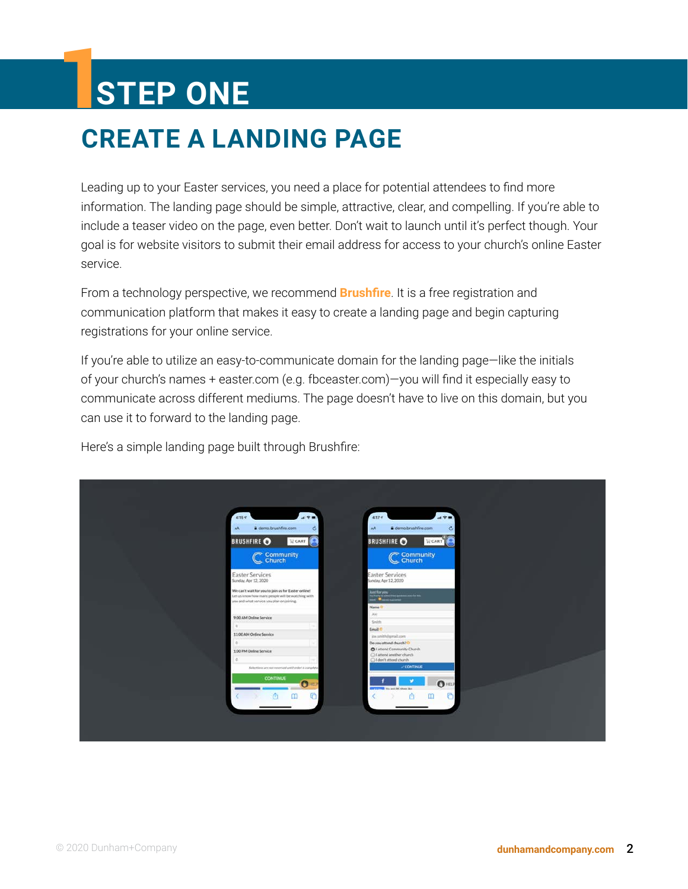# STEP ONE

## CREATE A LANDING PAGE

Leading up to your Easter services, you need a place for potential attendees to find more information. The landing page should be simple, attractive, clear, and compelling. If you're able to include a teaser video on the page, even better. Don't wait to launch until it's perfect though. Your goal is for website visitors to submit their email address for access to your church's online Easter service.

From a technology perspective, we recommend **Brushfire**. It is a free registration and communication platform that makes it easy to create a landing page and begin capturing registrations for your online service.

If you're able to utilize an easy-to-communicate domain for the landing page—like the initials of your church's names + easter.com (e.g. fbceaster.com)—you will find it especially easy to communicate across different mediums. The page doesn't have to live on this domain, but you can use it to forward to the landing page.

Here's a simple landing page built through Brushfire: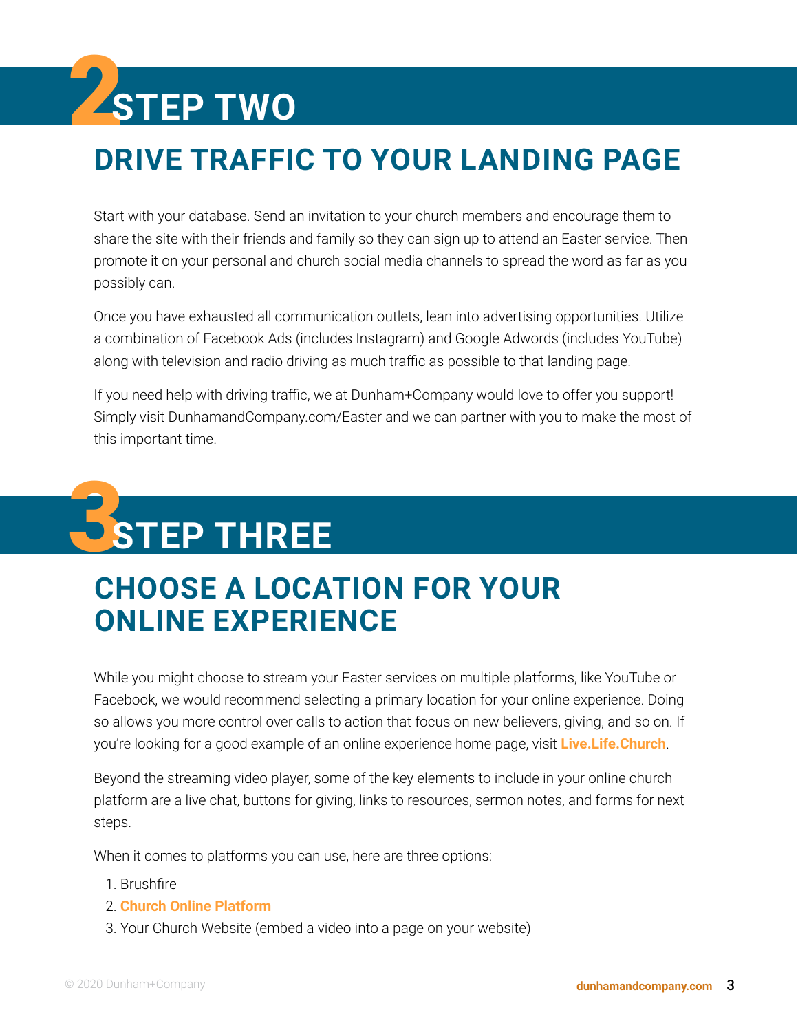# 2 STEP TWO

## DRIVE TRAFFIC TO YOUR LANDING PAGE

Start with your database. Send an invitation to your church members and encourage them to share the site with their friends and family so they can sign up to attend an Easter service. Then promote it on your personal and church social media channels to spread the word as far as you possibly can.

Once you have exhausted all communication outlets, lean into advertising opportunities. Utilize a combination of Facebook Ads (includes Instagram) and Google Adwords (includes YouTube) along with television and radio driving as much traffic as possible to that landing page.

If you need help with driving traffic, we at Dunham+Company would love to offer you support! Simply visit DunhamandCompany.com/Easter and we can partner with you to make the most of this important time.

# 3 STEP THREE

## CHOOSE A LOCATION FOR YOUR ONLINE EXPERIENCE

While you might choose to stream your Easter services on multiple platforms, like YouTube or Facebook, we would recommend selecting a primary location for your online experience. Doing so allows you more control over calls to action that focus on new believers, giving, and so on. If you're looking for a good example of an online experience home page, visit **Live.Life.Church**.

Beyond the streaming video player, some of the key elements to include in your online church platform are a live chat, buttons for giving, links to resources, sermon notes, and forms for next steps.

When it comes to platforms you can use, here are three options:

1. Brushfire
2. **Church Online Platform**
3. Your Church Website (embed a video into a page on your website)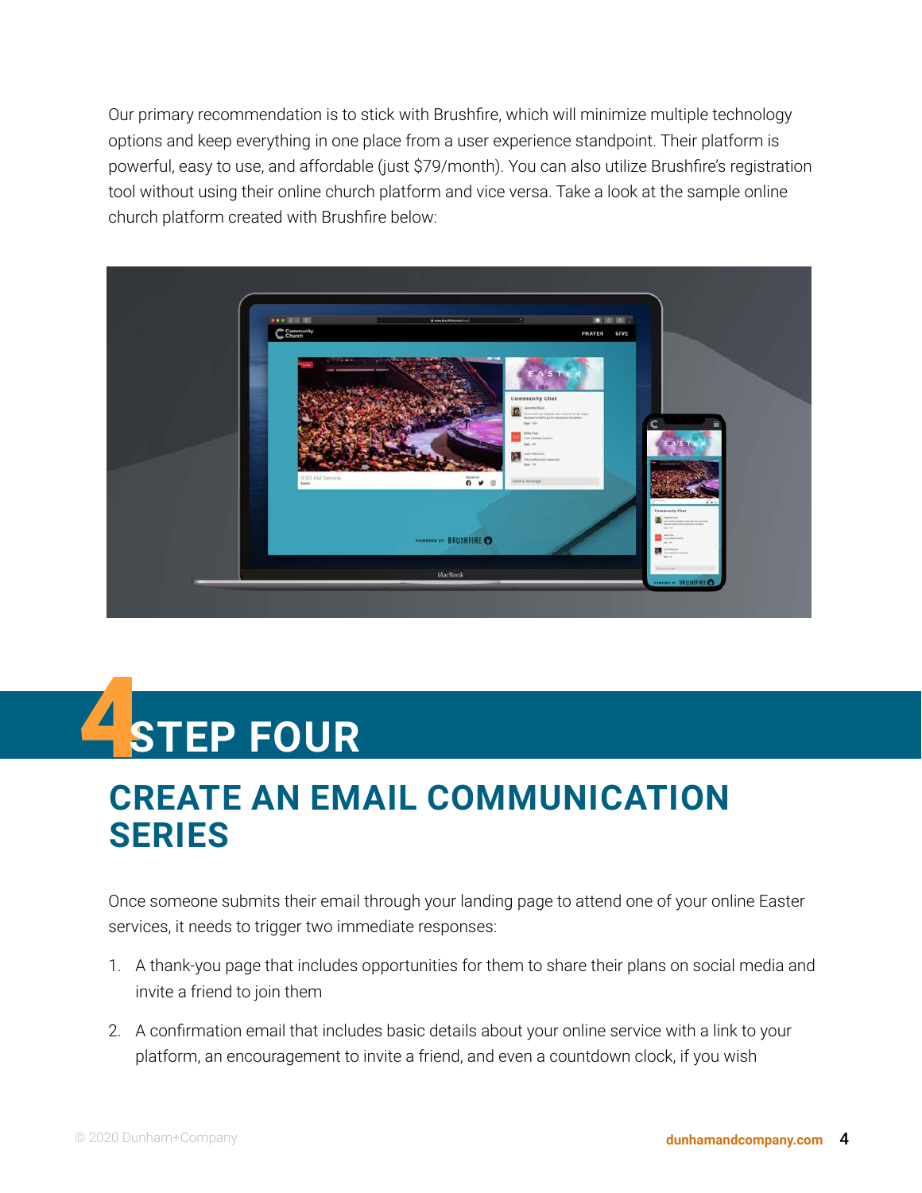Our primary recommendation is to stick with Brushfire, which will minimize multiple technology options and keep everything in one place from a user experience standpoint. Their platform is powerful, easy to use, and affordable (just $79/month). You can also utilize Brushfire's registration tool without using their online church platform and vice versa. Take a look at the sample online church platform created with Brushfire below:

# 4 STEP FOUR

## CREATE AN EMAIL COMMUNICATION SERIES

Once someone submits their email through your landing page to attend one of your online Easter services, it needs to trigger two immediate responses:

1. A thank-you page that includes opportunities for them to share their plans on social media and invite a friend to join them
2. A confirmation email that includes basic details about your online service with a link to your platform, an encouragement to invite a friend, and even a countdown clock, if you wish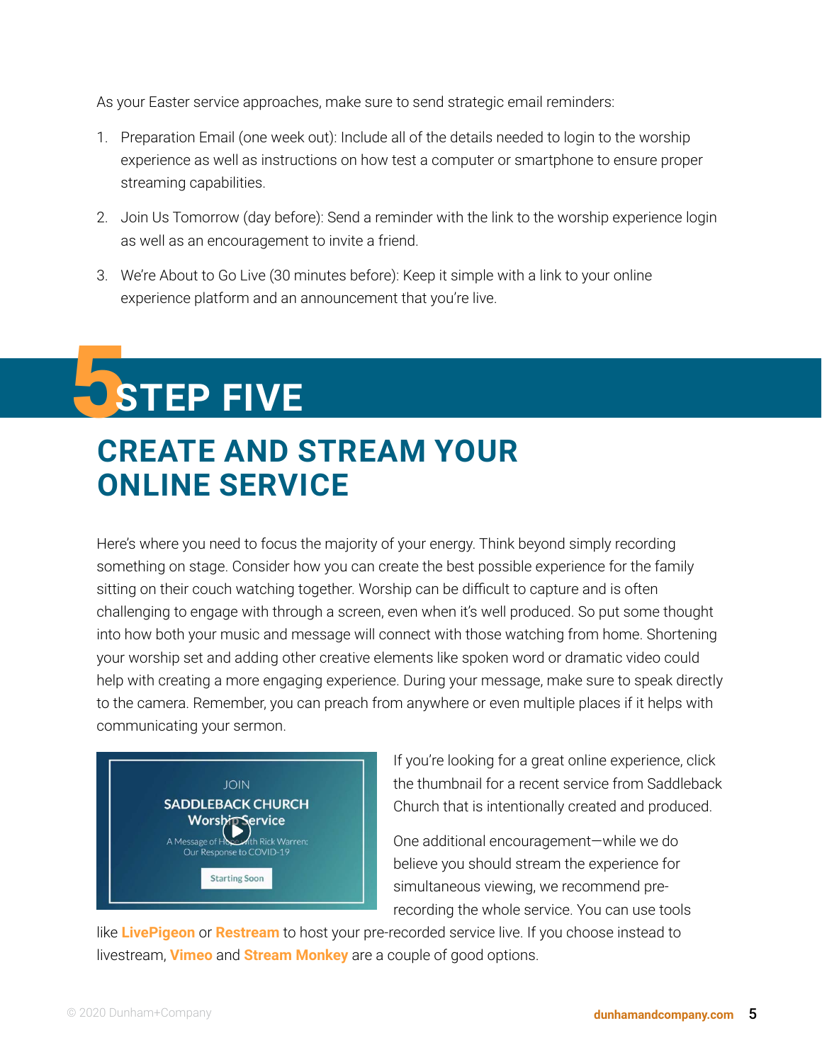As your Easter service approaches, make sure to send strategic email reminders:

1. Preparation Email (one week out): Include all of the details needed to login to the worship experience as well as instructions on how test a computer or smartphone to ensure proper streaming capabilities.
2. Join Us Tomorrow (day before): Send a reminder with the link to the worship experience login as well as an encouragement to invite a friend.
3. We're About to Go Live (30 minutes before): Keep it simple with a link to your online experience platform and an announcement that you're live.

# 5 STEP FIVE

## CREATE AND STREAM YOUR ONLINE SERVICE

Here's where you need to focus the majority of your energy. Think beyond simply recording something on stage. Consider how you can create the best possible experience for the family sitting on their couch watching together. Worship can be difficult to capture and is often challenging to engage with through a screen, even when it's well produced. So put some thought into how both your music and message will connect with those watching from home. Shortening your worship set and adding other creative elements like spoken word or dramatic video could help with creating a more engaging experience. During your message, make sure to speak directly to the camera. Remember, you can preach from anywhere or even multiple places if it helps with communicating your sermon.

JOIN
SADDLEBACK CHURCH
Worship Service
A Message of Hope with Rick Warren: Our Response to COVID-19
Starting Soon

If you're looking for a great online experience, click the thumbnail for a recent service from Saddleback Church that is intentionally created and produced.

One additional encouragement—while we do believe you should stream the experience for simultaneous viewing, we recommend pre-recording the whole service. You can use tools like **LivePigeon** or **Restream** to host your pre-recorded service live. If you choose instead to livestream, **Vimeo** and **Stream Monkey** are a couple of good options.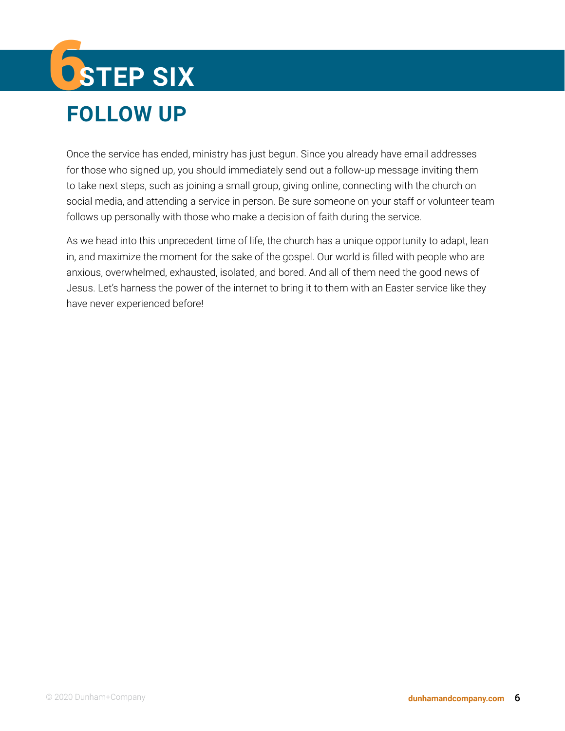# 6 STEP SIX

## FOLLOW UP

Once the service has ended, ministry has just begun. Since you already have email addresses for those who signed up, you should immediately send out a follow-up message inviting them to take next steps, such as joining a small group, giving online, connecting with the church on social media, and attending a service in person. Be sure someone on your staff or volunteer team follows up personally with those who make a decision of faith during the service.

As we head into this unprecedent time of life, the church has a unique opportunity to adapt, lean in, and maximize the moment for the sake of the gospel. Our world is filled with people who are anxious, overwhelmed, exhausted, isolated, and bored. And all of them need the good news of Jesus. Let's harness the power of the internet to bring it to them with an Easter service like they have never experienced before!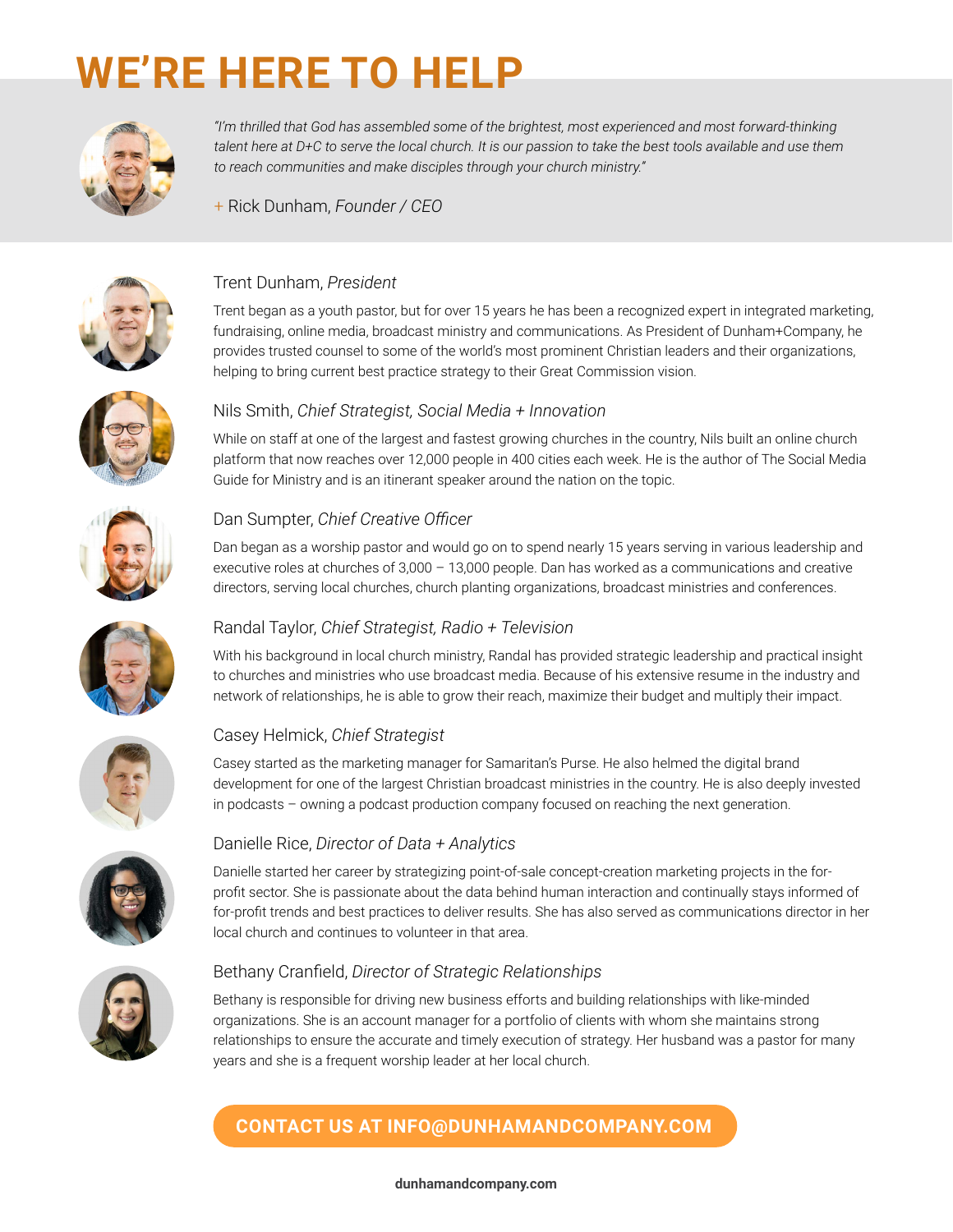# WE'RE HERE TO HELP

*"I'm thrilled that God has assembled some of the brightest, most experienced and most forward-thinking talent here at D+C to serve the local church. It is our passion to take the best tools available and use them to reach communities and make disciples through your church ministry."*

\+ Rick Dunham, *Founder / CEO*

Trent Dunham, *President*

Trent began as a youth pastor, but for over 15 years he has been a recognized expert in integrated marketing, fundraising, online media, broadcast ministry and communications. As President of Dunham+Company, he provides trusted counsel to some of the world's most prominent Christian leaders and their organizations, helping to bring current best practice strategy to their Great Commission vision.

Nils Smith, *Chief Strategist, Social Media + Innovation*

While on staff at one of the largest and fastest growing churches in the country, Nils built an online church platform that now reaches over 12,000 people in 400 cities each week. He is the author of The Social Media Guide for Ministry and is an itinerant speaker around the nation on the topic.

Dan Sumpter, *Chief Creative Officer*

Dan began as a worship pastor and would go on to spend nearly 15 years serving in various leadership and executive roles at churches of 3,000 – 13,000 people. Dan has worked as a communications and creative directors, serving local churches, church planting organizations, broadcast ministries and conferences.

Randal Taylor, *Chief Strategist, Radio + Television*

With his background in local church ministry, Randal has provided strategic leadership and practical insight to churches and ministries who use broadcast media. Because of his extensive resume in the industry and network of relationships, he is able to grow their reach, maximize their budget and multiply their impact.

Casey Helmick, *Chief Strategist*

Casey started as the marketing manager for Samaritan's Purse. He also helmed the digital brand development for one of the largest Christian broadcast ministries in the country. He is also deeply invested in podcasts – owning a podcast production company focused on reaching the next generation.

Danielle Rice, *Director of Data + Analytics*

Danielle started her career by strategizing point-of-sale concept-creation marketing projects in the for-profit sector. She is passionate about the data behind human interaction and continually stays informed of for-profit trends and best practices to deliver results. She has also served as communications director in her local church and continues to volunteer in that area.

Bethany Cranfield, *Director of Strategic Relationships*

Bethany is responsible for driving new business efforts and building relationships with like-minded organizations. She is an account manager for a portfolio of clients with whom she maintains strong relationships to ensure the accurate and timely execution of strategy. Her husband was a pastor for many years and she is a frequent worship leader at her local church.

**CONTACT US AT INFO@DUNHAMANDCOMPANY.COM**

**dunhamandcompany.com**